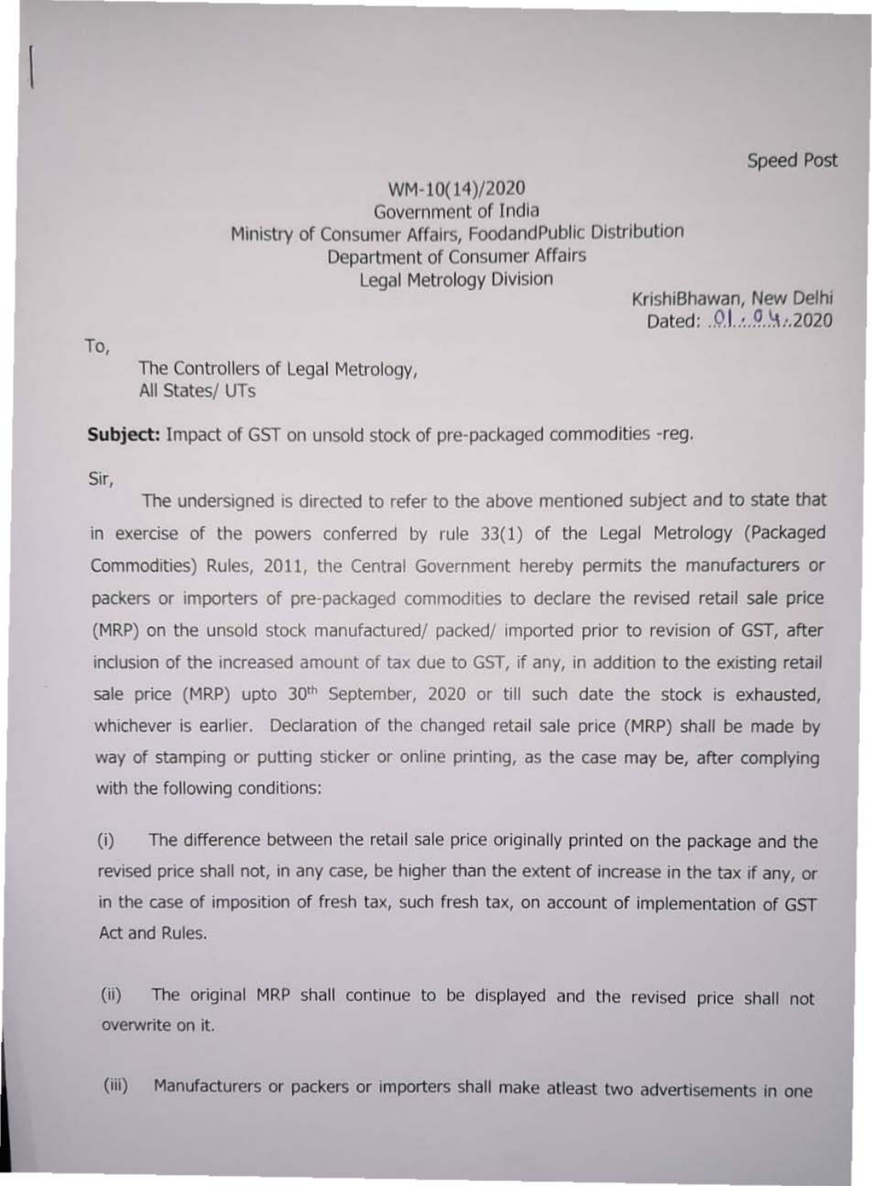Speed Post

WM-10(14)/2020
Government of India
Ministry of Consumer Affairs, FoodandPublic Distribution
Department of Consumer Affairs
Legal Metrology Division

KrishiBhawan, New Delhi
Dated: 01.04.2020

To,

The Controllers of Legal Metrology,
All States/ UTs

**Subject:** Impact of GST on unsold stock of pre-packaged commodities -reg.

Sir,

The undersigned is directed to refer to the above mentioned subject and to state that in exercise of the powers conferred by rule 33(1) of the Legal Metrology (Packaged Commodities) Rules, 2011, the Central Government hereby permits the manufacturers or packers or importers of pre-packaged commodities to declare the revised retail sale price (MRP) on the unsold stock manufactured/ packed/ imported prior to revision of GST, after inclusion of the increased amount of tax due to GST, if any, in addition to the existing retail sale price (MRP) upto 30th September, 2020 or till such date the stock is exhausted, whichever is earlier. Declaration of the changed retail sale price (MRP) shall be made by way of stamping or putting sticker or online printing, as the case may be, after complying with the following conditions:

(i) The difference between the retail sale price originally printed on the package and the revised price shall not, in any case, be higher than the extent of increase in the tax if any, or in the case of imposition of fresh tax, such fresh tax, on account of implementation of GST Act and Rules.

(ii) The original MRP shall continue to be displayed and the revised price shall not overwrite on it.

(iii) Manufacturers or packers or importers shall make atleast two advertisements in one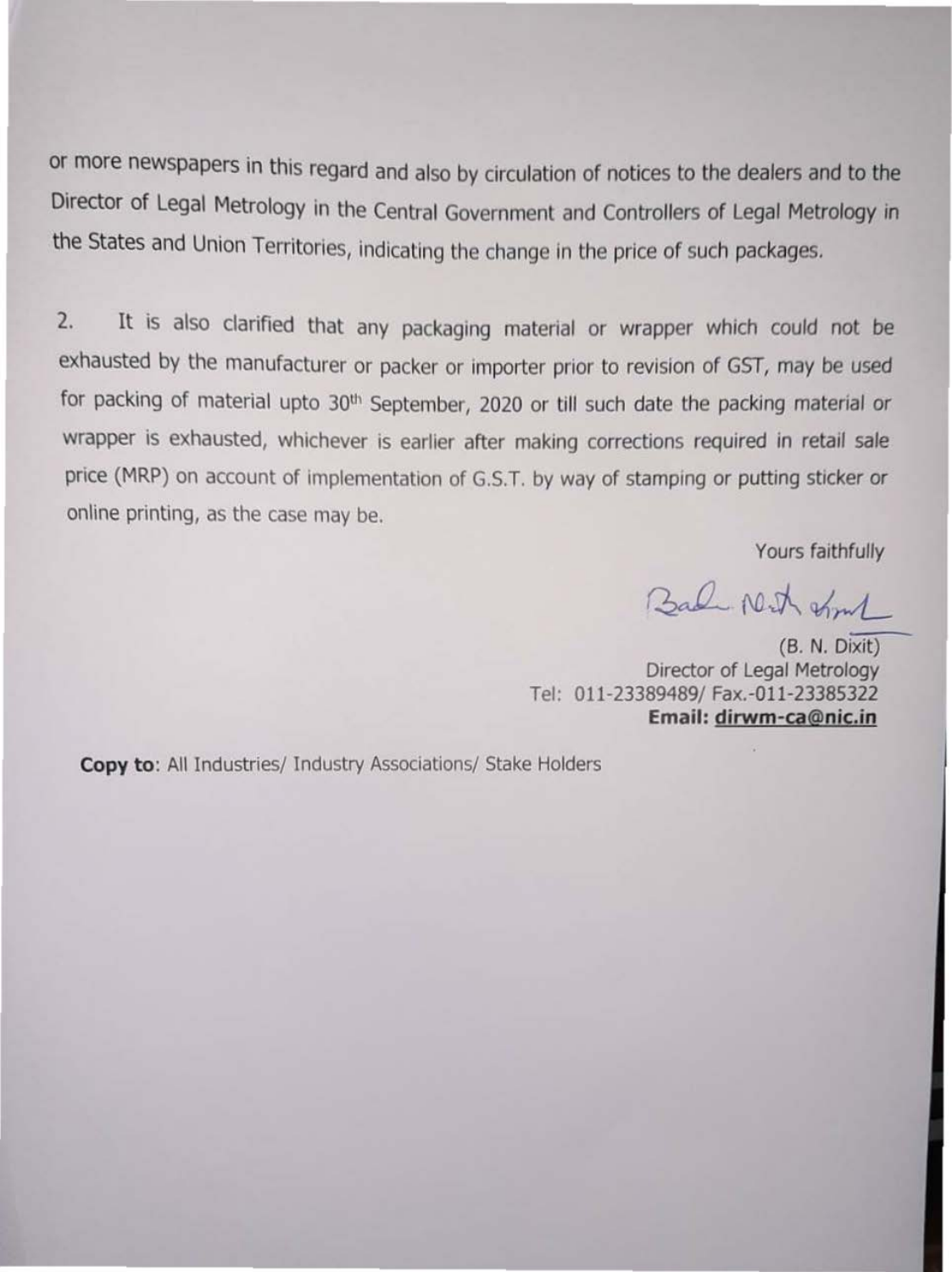or more newspapers in this regard and also by circulation of notices to the dealers and to the Director of Legal Metrology in the Central Government and Controllers of Legal Metrology in the States and Union Territories, indicating the change in the price of such packages.

2. It is also clarified that any packaging material or wrapper which could not be exhausted by the manufacturer or packer or importer prior to revision of GST, may be used for packing of material upto 30th September, 2020 or till such date the packing material or wrapper is exhausted, whichever is earlier after making corrections required in retail sale price (MRP) on account of implementation of G.S.T. by way of stamping or putting sticker or online printing, as the case may be.

Yours faithfully

(B. N. Dixit)
Director of Legal Metrology
Tel: 011-23389489/ Fax.-011-23385322
**Email: dirwm-ca@nic.in**

**Copy to**: All Industries/ Industry Associations/ Stake Holders